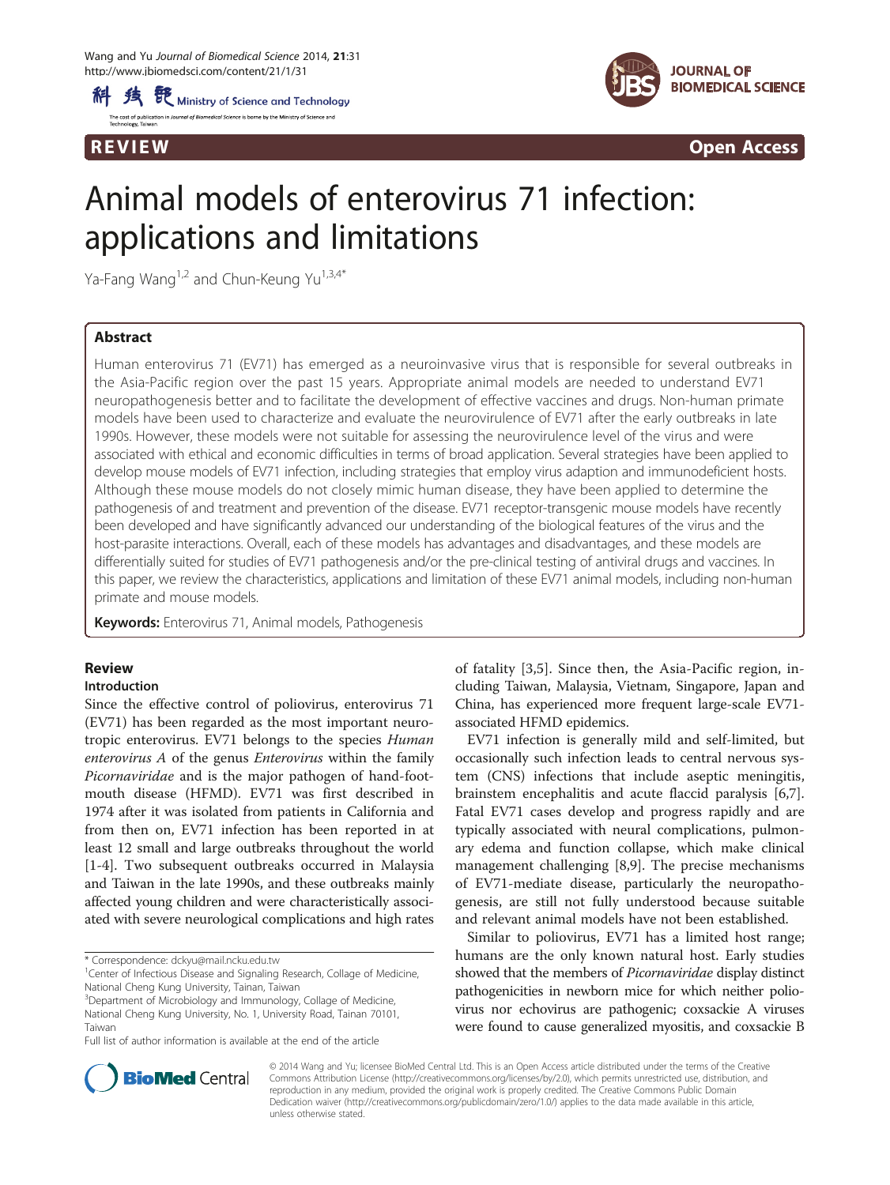REVIEW Open Access

# Animal models of enterovirus 71 infection: applications and limitations

Ya-Fang Wang[1,2] and Chun-Keung Yu[1,3,4*]

## Abstract

Human enterovirus 71 (EV71) has emerged as a neuroinvasive virus that is responsible for several outbreaks in the Asia-Pacific region over the past 15 years. Appropriate animal models are needed to understand EV71 neuropathogenesis better and to facilitate the development of effective vaccines and drugs. Non-human primate models have been used to characterize and evaluate the neurovirulence of EV71 after the early outbreaks in late 1990s. However, these models were not suitable for assessing the neurovirulence level of the virus and were associated with ethical and economic difficulties in terms of broad application. Several strategies have been applied to develop mouse models of EV71 infection, including strategies that employ virus adaption and immunodeficient hosts. Although these mouse models do not closely mimic human disease, they have been applied to determine the pathogenesis of and treatment and prevention of the disease. EV71 receptor-transgenic mouse models have recently been developed and have significantly advanced our understanding of the biological features of the virus and the host-parasite interactions. Overall, each of these models has advantages and disadvantages, and these models are differentially suited for studies of EV71 pathogenesis and/or the pre-clinical testing of antiviral drugs and vaccines. In this paper, we review the characteristics, applications and limitation of these EV71 animal models, including non-human primate and mouse models.

**Keywords:** Enterovirus 71, Animal models, Pathogenesis

## Review

### Introduction

Since the effective control of poliovirus, enterovirus 71 (EV71) has been regarded as the most important neurotropic enterovirus. EV71 belongs to the species *Human enterovirus A* of the genus *Enterovirus* within the family *Picornaviridae* and is the major pathogen of hand-foot-mouth disease (HFMD). EV71 was first described in 1974 after it was isolated from patients in California and from then on, EV71 infection has been reported in at least 12 small and large outbreaks throughout the world [1-4]. Two subsequent outbreaks occurred in Malaysia and Taiwan in the late 1990s, and these outbreaks mainly affected young children and were characteristically associated with severe neurological complications and high rates of fatality [3,5]. Since then, the Asia-Pacific region, including Taiwan, Malaysia, Vietnam, Singapore, Japan and China, has experienced more frequent large-scale EV71-associated HFMD epidemics.

EV71 infection is generally mild and self-limited, but occasionally such infection leads to central nervous system (CNS) infections that include aseptic meningitis, brainstem encephalitis and acute flaccid paralysis [6,7]. Fatal EV71 cases develop and progress rapidly and are typically associated with neural complications, pulmonary edema and function collapse, which make clinical management challenging [8,9]. The precise mechanisms of EV71-mediate disease, particularly the neuropathogenesis, are still not fully understood because suitable and relevant animal models have not been established.

Similar to poliovirus, EV71 has a limited host range; humans are the only known natural host. Early studies showed that the members of *Picornaviridae* display distinct pathogenicities in newborn mice for which neither poliovirus nor echovirus are pathogenic; coxsackie A viruses were found to cause generalized myositis, and coxsackie B

\* Correspondence: dckyu@mail.ncku.edu.tw
[1]Center of Infectious Disease and Signaling Research, Collage of Medicine, National Cheng Kung University, Tainan, Taiwan
[3]Department of Microbiology and Immunology, Collage of Medicine, National Cheng Kung University, No. 1, University Road, Tainan 70101, Taiwan
Full list of author information is available at the end of the article

© 2014 Wang and Yu; licensee BioMed Central Ltd. This is an Open Access article distributed under the terms of the Creative Commons Attribution License (http://creativecommons.org/licenses/by/2.0), which permits unrestricted use, distribution, and reproduction in any medium, provided the original work is properly credited. The Creative Commons Public Domain Dedication waiver (http://creativecommons.org/publicdomain/zero/1.0/) applies to the data made available in this article, unless otherwise stated.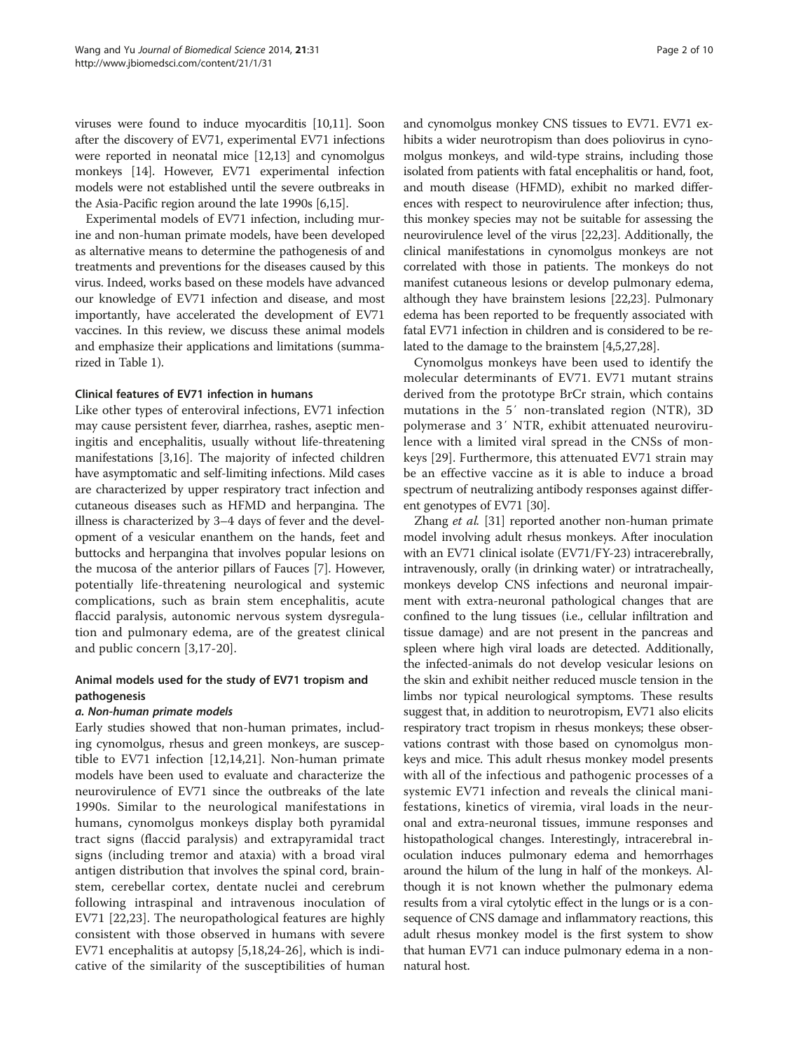viruses were found to induce myocarditis [10,11]. Soon after the discovery of EV71, experimental EV71 infections were reported in neonatal mice [12,13] and cynomolgus monkeys [14]. However, EV71 experimental infection models were not established until the severe outbreaks in the Asia-Pacific region around the late 1990s [6,15].

Experimental models of EV71 infection, including murine and non-human primate models, have been developed as alternative means to determine the pathogenesis of and treatments and preventions for the diseases caused by this virus. Indeed, works based on these models have advanced our knowledge of EV71 infection and disease, and most importantly, have accelerated the development of EV71 vaccines. In this review, we discuss these animal models and emphasize their applications and limitations (summarized in Table 1).

## Clinical features of EV71 infection in humans

Like other types of enteroviral infections, EV71 infection may cause persistent fever, diarrhea, rashes, aseptic meningitis and encephalitis, usually without life-threatening manifestations [3,16]. The majority of infected children have asymptomatic and self-limiting infections. Mild cases are characterized by upper respiratory tract infection and cutaneous diseases such as HFMD and herpangina. The illness is characterized by 3–4 days of fever and the development of a vesicular enanthem on the hands, feet and buttocks and herpangina that involves popular lesions on the mucosa of the anterior pillars of Fauces [7]. However, potentially life-threatening neurological and systemic complications, such as brain stem encephalitis, acute flaccid paralysis, autonomic nervous system dysregulation and pulmonary edema, are of the greatest clinical and public concern [3,17-20].

## Animal models used for the study of EV71 tropism and pathogenesis

### *a. Non-human primate models*

Early studies showed that non-human primates, including cynomolgus, rhesus and green monkeys, are susceptible to EV71 infection [12,14,21]. Non-human primate models have been used to evaluate and characterize the neurovirulence of EV71 since the outbreaks of the late 1990s. Similar to the neurological manifestations in humans, cynomolgus monkeys display both pyramidal tract signs (flaccid paralysis) and extrapyramidal tract signs (including tremor and ataxia) with a broad viral antigen distribution that involves the spinal cord, brainstem, cerebellar cortex, dentate nuclei and cerebrum following intraspinal and intravenous inoculation of EV71 [22,23]. The neuropathological features are highly consistent with those observed in humans with severe EV71 encephalitis at autopsy [5,18,24-26], which is indicative of the similarity of the susceptibilities of human and cynomolgus monkey CNS tissues to EV71. EV71 exhibits a wider neurotropism than does poliovirus in cynomolgus monkeys, and wild-type strains, including those isolated from patients with fatal encephalitis or hand, foot, and mouth disease (HFMD), exhibit no marked differences with respect to neurovirulence after infection; thus, this monkey species may not be suitable for assessing the neurovirulence level of the virus [22,23]. Additionally, the clinical manifestations in cynomolgus monkeys are not correlated with those in patients. The monkeys do not manifest cutaneous lesions or develop pulmonary edema, although they have brainstem lesions [22,23]. Pulmonary edema has been reported to be frequently associated with fatal EV71 infection in children and is considered to be related to the damage to the brainstem [4,5,27,28].

Cynomolgus monkeys have been used to identify the molecular determinants of EV71. EV71 mutant strains derived from the prototype BrCr strain, which contains mutations in the 5′ non-translated region (NTR), 3D polymerase and 3′ NTR, exhibit attenuated neurovirulence with a limited viral spread in the CNSs of monkeys [29]. Furthermore, this attenuated EV71 strain may be an effective vaccine as it is able to induce a broad spectrum of neutralizing antibody responses against different genotypes of EV71 [30].

Zhang *et al.* [31] reported another non-human primate model involving adult rhesus monkeys. After inoculation with an EV71 clinical isolate (EV71/FY-23) intracerebrally, intravenously, orally (in drinking water) or intratracheally, monkeys develop CNS infections and neuronal impairment with extra-neuronal pathological changes that are confined to the lung tissues (i.e., cellular infiltration and tissue damage) and are not present in the pancreas and spleen where high viral loads are detected. Additionally, the infected-animals do not develop vesicular lesions on the skin and exhibit neither reduced muscle tension in the limbs nor typical neurological symptoms. These results suggest that, in addition to neurotropism, EV71 also elicits respiratory tract tropism in rhesus monkeys; these observations contrast with those based on cynomolgus monkeys and mice. This adult rhesus monkey model presents with all of the infectious and pathogenic processes of a systemic EV71 infection and reveals the clinical manifestations, kinetics of viremia, viral loads in the neuronal and extra-neuronal tissues, immune responses and histopathological changes. Interestingly, intracerebral inoculation induces pulmonary edema and hemorrhages around the hilum of the lung in half of the monkeys. Although it is not known whether the pulmonary edema results from a viral cytolytic effect in the lungs or is a consequence of CNS damage and inflammatory reactions, this adult rhesus monkey model is the first system to show that human EV71 can induce pulmonary edema in a non-natural host.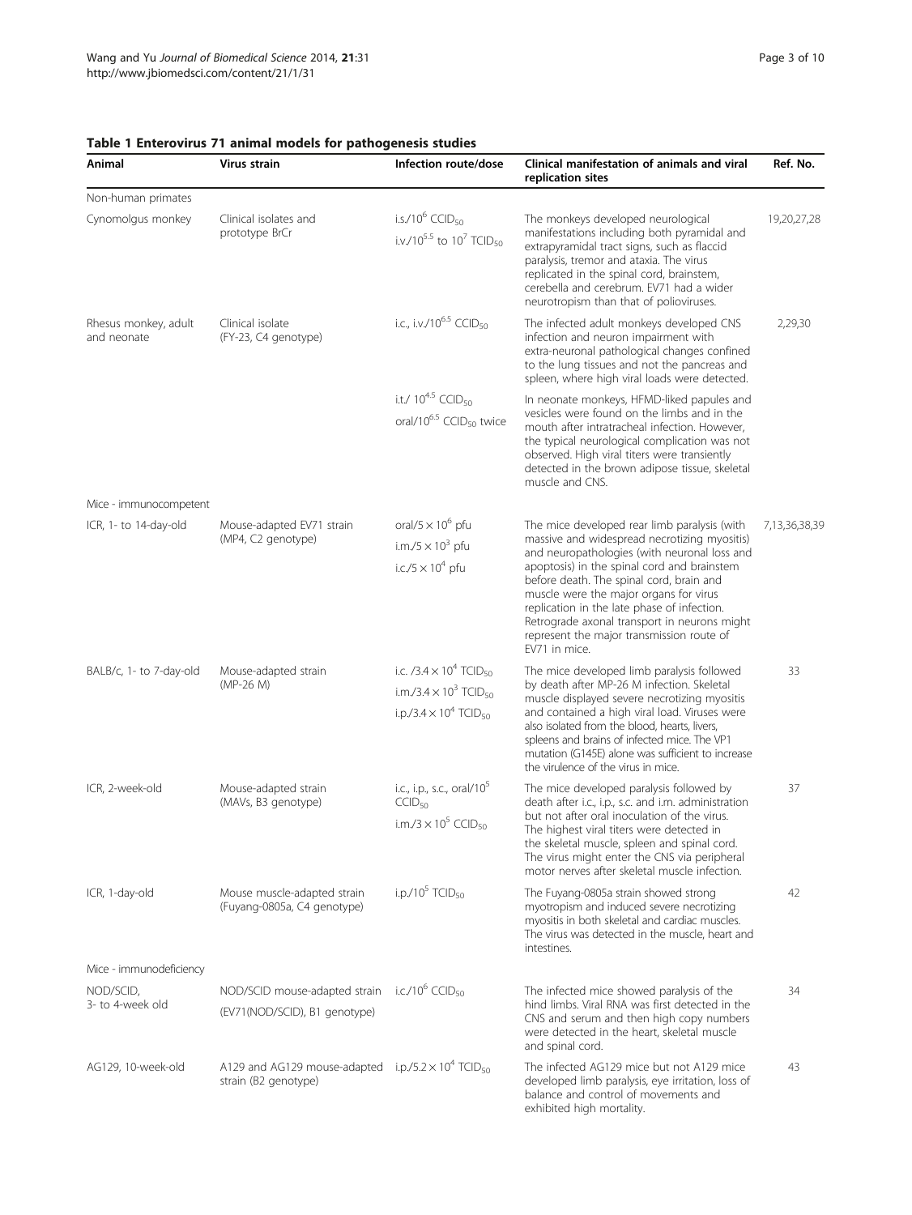**Table 1 Enterovirus 71 animal models for pathogenesis studies**

| Animal | Virus strain | Infection route/dose | Clinical manifestation of animals and viral replication sites | Ref. No. |
|---|---|---|---|---|
| Non-human primates | | | | |
| Cynomolgus monkey | Clinical isolates and prototype BrCr | i.s./$10^6$ $CCID_{50}$ i.v./$10^{5.5}$ to $10^7$ $TCID_{50}$ | The monkeys developed neurological manifestations including both pyramidal and extrapyramidal tract signs, such as flaccid paralysis, tremor and ataxia. The virus replicated in the spinal cord, brainstem, cerebella and cerebrum. EV71 had a wider neurotropism than that of polioviruses. | 19,20,27,28 |
| Rhesus monkey, adult and neonate | Clinical isolate (FY-23, C4 genotype) | i.c., i.v./$10^{6.5}$ $CCID_{50}$ | The infected adult monkeys developed CNS infection and neuron impairment with extra-neuronal pathological changes confined to the lung tissues and not the pancreas and spleen, where high viral loads were detected. | 2,29,30 |
| | | i.t./ $10^{4.5}$ $CCID_{50}$ oral/$10^{6.5}$ $CCID_{50}$ twice | In neonate monkeys, HFMD-liked papules and vesicles were found on the limbs and in the mouth after intratracheal infection. However, the typical neurological complication was not observed. High viral titers were transiently detected in the brown adipose tissue, skeletal muscle and CNS. | |
| Mice - immunocompetent | | | | |
| ICR, 1- to 14-day-old | Mouse-adapted EV71 strain (MP4, C2 genotype) | oral/$5 \times 10^6$ pfu i.m./$5 \times 10^3$ pfu i.c./$5 \times 10^4$ pfu | The mice developed rear limb paralysis (with massive and widespread necrotizing myositis) and neuropathologies (with neuronal loss and apoptosis) in the spinal cord and brainstem before death. The spinal cord, brain and muscle were the major organs for virus replication in the late phase of infection. Retrograde axonal transport in neurons might represent the major transmission route of EV71 in mice. | 7,13,36,38,39 |
| BALB/c, 1- to 7-day-old | Mouse-adapted strain (MP-26 M) | i.c. /$3.4 \times 10^4$ $TCID_{50}$ i.m./$3.4 \times 10^3$ $TCID_{50}$ i.p./$3.4 \times 10^4$ $TCID_{50}$ | The mice developed limb paralysis followed by death after MP-26 M infection. Skeletal muscle displayed severe necrotizing myositis and contained a high viral load. Viruses were also isolated from the blood, hearts, livers, spleens and brains of infected mice. The VP1 mutation (G145E) alone was sufficient to increase the virulence of the virus in mice. | 33 |
| ICR, 2-week-old | Mouse-adapted strain (MAVs, B3 genotype) | i.c., i.p., s.c., oral/$10^5$ $CCID_{50}$ i.m./$3 \times 10^5$ $CCID_{50}$ | The mice developed paralysis followed by death after i.c., i.p., s.c. and i.m. administration but not after oral inoculation of the virus. The highest viral titers were detected in the skeletal muscle, spleen and spinal cord. The virus might enter the CNS via peripheral motor nerves after skeletal muscle infection. | 37 |
| ICR, 1-day-old | Mouse muscle-adapted strain (Fuyang-0805a, C4 genotype) | i.p./$10^5$ $TCID_{50}$ | The Fuyang-0805a strain showed strong myotropism and induced severe necrotizing myositis in both skeletal and cardiac muscles. The virus was detected in the muscle, heart and intestines. | 42 |
| Mice - immunodeficiency | | | | |
| NOD/SCID, 3- to 4-week old | NOD/SCID mouse-adapted strain (EV71(NOD/SCID), B1 genotype) | i.c./$10^6$ $CCID_{50}$ | The infected mice showed paralysis of the hind limbs. Viral RNA was first detected in the CNS and serum and then high copy numbers were detected in the heart, skeletal muscle and spinal cord. | 34 |
| AG129, 10-week-old | A129 and AG129 mouse-adapted strain (B2 genotype) | i.p./$5.2 \times 10^4$ $TCID_{50}$ | The infected AG129 mice but not A129 mice developed limb paralysis, eye irritation, loss of balance and control of movements and exhibited high mortality. | 43 |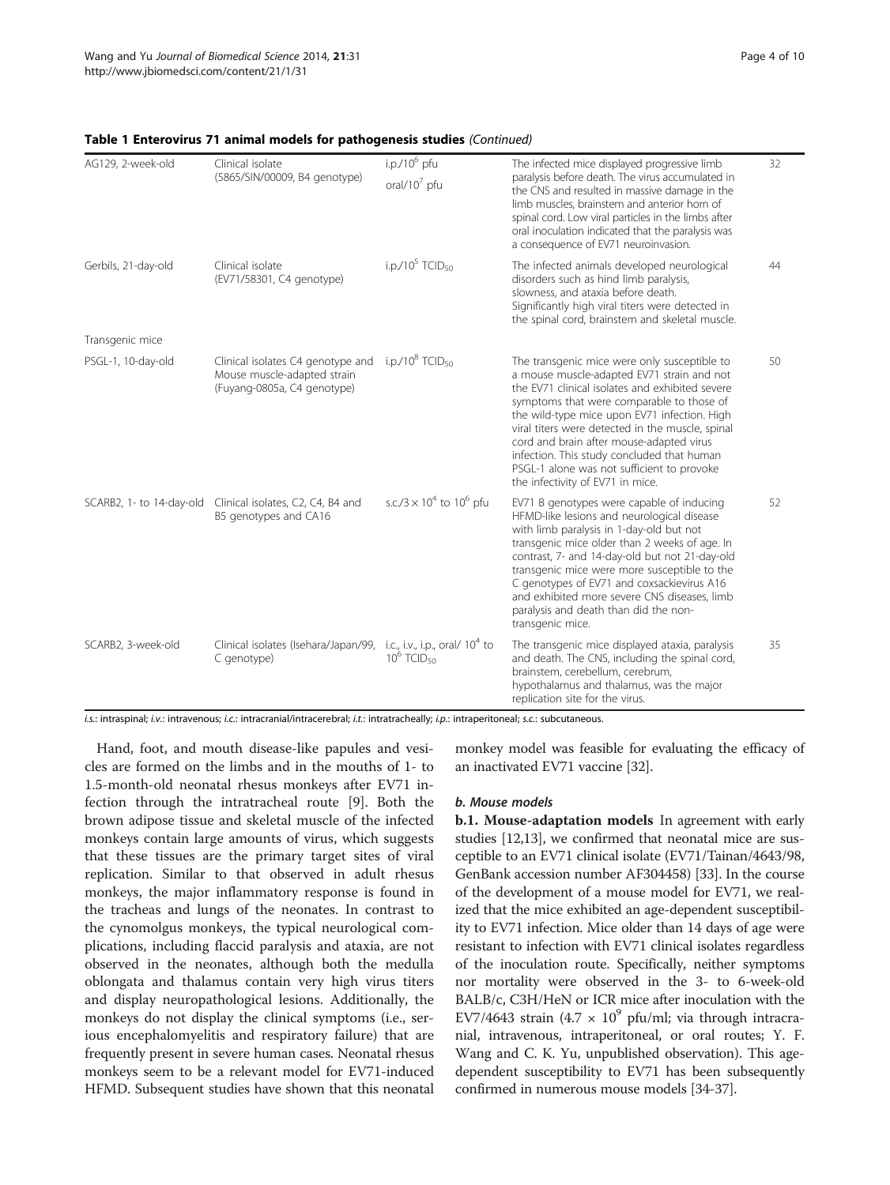**Table 1 Enterovirus 71 animal models for pathogenesis studies** *(Continued)*

| | | | | |
|---|---|---|---|---|
| AG129, 2-week-old | Clinical isolate (5865/SIN/00009, B4 genotype) | i.p./$10^6$ pfu<br>oral/$10^7$ pfu | The infected mice displayed progressive limb paralysis before death. The virus accumulated in the CNS and resulted in massive damage in the limb muscles, brainstem and anterior horn of spinal cord. Low viral particles in the limbs after oral inoculation indicated that the paralysis was a consequence of EV71 neuroinvasion. | 32 |
| Gerbils, 21-day-old | Clinical isolate (EV71/58301, C4 genotype) | i.p./$10^5$ $TCID_{50}$ | The infected animals developed neurological disorders such as hind limb paralysis, slowness, and ataxia before death. Significantly high viral titers were detected in the spinal cord, brainstem and skeletal muscle. | 44 |
| Transgenic mice | | | | |
| PSGL-1, 10-day-old | Clinical isolates C4 genotype and Mouse muscle-adapted strain (Fuyang-0805a, C4 genotype) | i.p./$10^8$ $TCID_{50}$ | The transgenic mice were only susceptible to a mouse muscle-adapted EV71 strain and not the EV71 clinical isolates and exhibited severe symptoms that were comparable to those of the wild-type mice upon EV71 infection. High viral titers were detected in the muscle, spinal cord and brain after mouse-adapted virus infection. This study concluded that human PSGL-1 alone was not sufficient to provoke the infectivity of EV71 in mice. | 50 |
| SCARB2, 1- to 14-day-old | Clinical isolates, C2, C4, B4 and B5 genotypes and CA16 | s.c./$3 \times 10^4$ to $10^6$ pfu | EV71 B genotypes were capable of inducing HFMD-like lesions and neurological disease with limb paralysis in 1-day-old but not transgenic mice older than 2 weeks of age. In contrast, 7- and 14-day-old but not 21-day-old transgenic mice were more susceptible to the C genotypes of EV71 and coxsackievirus A16 and exhibited more severe CNS diseases, limb paralysis and death than did the non-transgenic mice. | 52 |
| SCARB2, 3-week-old | Clinical isolates (Isehara/Japan/99, C genotype) | i.c., i.v., i.p., oral/ $10^4$ to $10^6$ $TCID_{50}$ | The transgenic mice displayed ataxia, paralysis and death. The CNS, including the spinal cord, brainstem, cerebellum, cerebrum, hypothalamus and thalamus, was the major replication site for the virus. | 35 |

*i.s.*: intraspinal; *i.v.*: intravenous; *i.c.*: intracranial/intracerebral; *i.t.*: intratracheally; *i.p.*: intraperitoneal; *s.c.*: subcutaneous.

Hand, foot, and mouth disease-like papules and vesicles are formed on the limbs and in the mouths of 1- to 1.5-month-old neonatal rhesus monkeys after EV71 infection through the intratracheal route [9]. Both the brown adipose tissue and skeletal muscle of the infected monkeys contain large amounts of virus, which suggests that these tissues are the primary target sites of viral replication. Similar to that observed in adult rhesus monkeys, the major inflammatory response is found in the tracheas and lungs of the neonates. In contrast to the cynomolgus monkeys, the typical neurological complications, including flaccid paralysis and ataxia, are not observed in the neonates, although both the medulla oblongata and thalamus contain very high virus titers and display neuropathological lesions. Additionally, the monkeys do not display the clinical symptoms (i.e., serious encephalomyelitis and respiratory failure) that are frequently present in severe human cases. Neonatal rhesus monkeys seem to be a relevant model for EV71-induced HFMD. Subsequent studies have shown that this neonatal monkey model was feasible for evaluating the efficacy of an inactivated EV71 vaccine [32].

### *b. Mouse models*

**b.1. Mouse-adaptation models** In agreement with early studies [12,13], we confirmed that neonatal mice are susceptible to an EV71 clinical isolate (EV71/Tainan/4643/98, GenBank accession number AF304458) [33]. In the course of the development of a mouse model for EV71, we realized that the mice exhibited an age-dependent susceptibility to EV71 infection. Mice older than 14 days of age were resistant to infection with EV71 clinical isolates regardless of the inoculation route. Specifically, neither symptoms nor mortality were observed in the 3- to 6-week-old BALB/c, C3H/HeN or ICR mice after inoculation with the EV7/4643 strain ($4.7 \times 10^9$ pfu/ml; via through intracranial, intravenous, intraperitoneal, or oral routes; Y. F. Wang and C. K. Yu, unpublished observation). This age-dependent susceptibility to EV71 has been subsequently confirmed in numerous mouse models [34-37].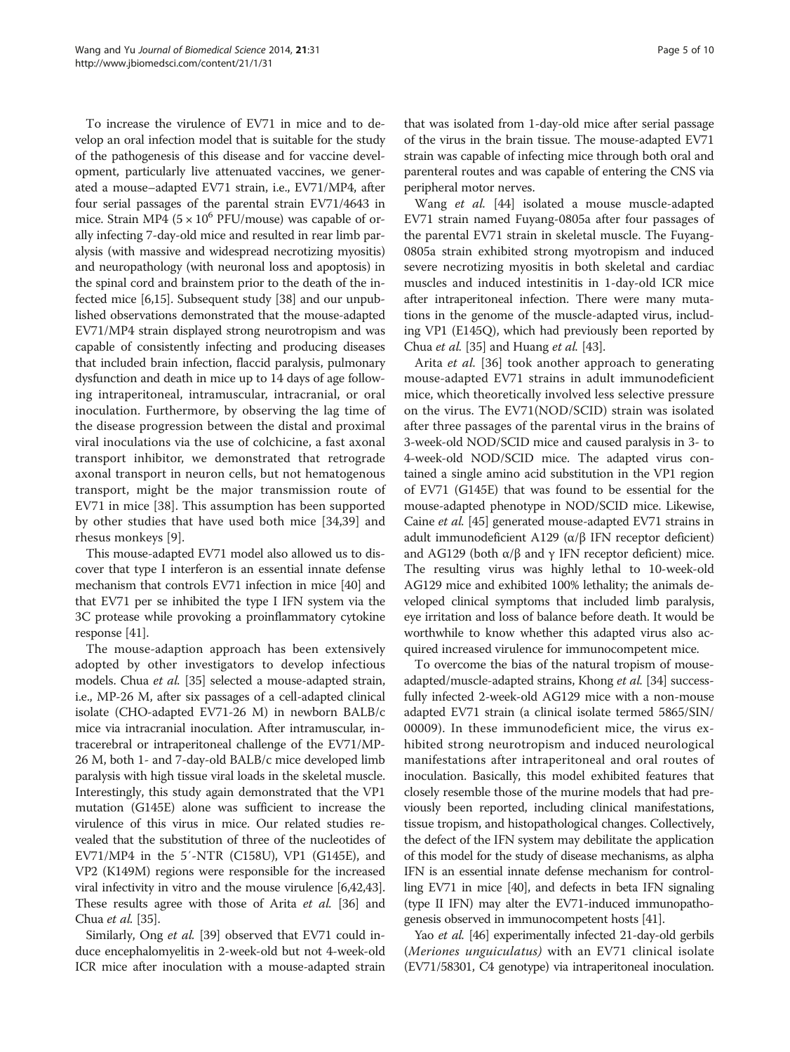To increase the virulence of EV71 in mice and to develop an oral infection model that is suitable for the study of the pathogenesis of this disease and for vaccine development, particularly live attenuated vaccines, we generated a mouse–adapted EV71 strain, i.e., EV71/MP4, after four serial passages of the parental strain EV71/4643 in mice. Strain MP4 ($5 \times 10^6$ PFU/mouse) was capable of orally infecting 7-day-old mice and resulted in rear limb paralysis (with massive and widespread necrotizing myositis) and neuropathology (with neuronal loss and apoptosis) in the spinal cord and brainstem prior to the death of the infected mice [6,15]. Subsequent study [38] and our unpublished observations demonstrated that the mouse-adapted EV71/MP4 strain displayed strong neurotropism and was capable of consistently infecting and producing diseases that included brain infection, flaccid paralysis, pulmonary dysfunction and death in mice up to 14 days of age following intraperitoneal, intramuscular, intracranial, or oral inoculation. Furthermore, by observing the lag time of the disease progression between the distal and proximal viral inoculations via the use of colchicine, a fast axonal transport inhibitor, we demonstrated that retrograde axonal transport in neuron cells, but not hematogenous transport, might be the major transmission route of EV71 in mice [38]. This assumption has been supported by other studies that have used both mice [34,39] and rhesus monkeys [9].

This mouse-adapted EV71 model also allowed us to discover that type I interferon is an essential innate defense mechanism that controls EV71 infection in mice [40] and that EV71 per se inhibited the type I IFN system via the 3C protease while provoking a proinflammatory cytokine response [41].

The mouse-adaption approach has been extensively adopted by other investigators to develop infectious models. Chua *et al.* [35] selected a mouse-adapted strain, i.e., MP-26 M, after six passages of a cell-adapted clinical isolate (CHO-adapted EV71-26 M) in newborn BALB/c mice via intracranial inoculation. After intramuscular, intracerebral or intraperitoneal challenge of the EV71/MP-26 M, both 1- and 7-day-old BALB/c mice developed limb paralysis with high tissue viral loads in the skeletal muscle. Interestingly, this study again demonstrated that the VP1 mutation (G145E) alone was sufficient to increase the virulence of this virus in mice. Our related studies revealed that the substitution of three of the nucleotides of EV71/MP4 in the 5′-NTR (C158U), VP1 (G145E), and VP2 (K149M) regions were responsible for the increased viral infectivity in vitro and the mouse virulence [6,42,43]. These results agree with those of Arita *et al.* [36] and Chua *et al.* [35].

Similarly, Ong *et al.* [39] observed that EV71 could induce encephalomyelitis in 2-week-old but not 4-week-old ICR mice after inoculation with a mouse-adapted strain that was isolated from 1-day-old mice after serial passage of the virus in the brain tissue. The mouse-adapted EV71 strain was capable of infecting mice through both oral and parenteral routes and was capable of entering the CNS via peripheral motor nerves.

Wang *et al.* [44] isolated a mouse muscle-adapted EV71 strain named Fuyang-0805a after four passages of the parental EV71 strain in skeletal muscle. The Fuyang-0805a strain exhibited strong myotropism and induced severe necrotizing myositis in both skeletal and cardiac muscles and induced intestinitis in 1-day-old ICR mice after intraperitoneal infection. There were many mutations in the genome of the muscle-adapted virus, including VP1 (E145Q), which had previously been reported by Chua *et al.* [35] and Huang *et al.* [43].

Arita *et al.* [36] took another approach to generating mouse-adapted EV71 strains in adult immunodeficient mice, which theoretically involved less selective pressure on the virus. The EV71(NOD/SCID) strain was isolated after three passages of the parental virus in the brains of 3-week-old NOD/SCID mice and caused paralysis in 3- to 4-week-old NOD/SCID mice. The adapted virus contained a single amino acid substitution in the VP1 region of EV71 (G145E) that was found to be essential for the mouse-adapted phenotype in NOD/SCID mice. Likewise, Caine *et al.* [45] generated mouse-adapted EV71 strains in adult immunodeficient A129 (α/β IFN receptor deficient) and AG129 (both α/β and γ IFN receptor deficient) mice. The resulting virus was highly lethal to 10-week-old AG129 mice and exhibited 100% lethality; the animals developed clinical symptoms that included limb paralysis, eye irritation and loss of balance before death. It would be worthwhile to know whether this adapted virus also acquired increased virulence for immunocompetent mice.

To overcome the bias of the natural tropism of mouse-adapted/muscle-adapted strains, Khong *et al.* [34] successfully infected 2-week-old AG129 mice with a non-mouse adapted EV71 strain (a clinical isolate termed 5865/SIN/00009). In these immunodeficient mice, the virus exhibited strong neurotropism and induced neurological manifestations after intraperitoneal and oral routes of inoculation. Basically, this model exhibited features that closely resemble those of the murine models that had previously been reported, including clinical manifestations, tissue tropism, and histopathological changes. Collectively, the defect of the IFN system may debilitate the application of this model for the study of disease mechanisms, as alpha IFN is an essential innate defense mechanism for controlling EV71 in mice [40], and defects in beta IFN signaling (type II IFN) may alter the EV71-induced immunopathogenesis observed in immunocompetent hosts [41].

Yao *et al.* [46] experimentally infected 21-day-old gerbils (*Meriones unguiculatus*) with an EV71 clinical isolate (EV71/58301, C4 genotype) via intraperitoneal inoculation.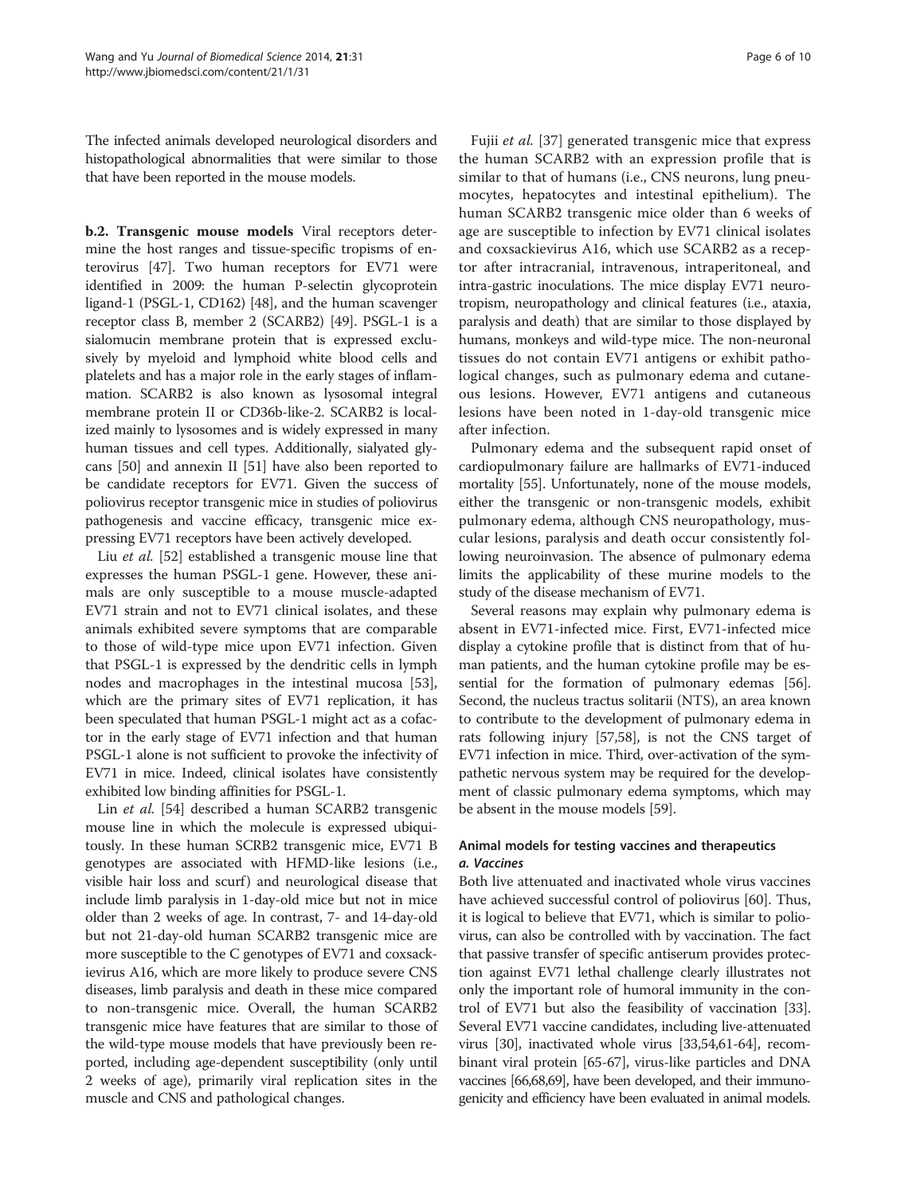The infected animals developed neurological disorders and histopathological abnormalities that were similar to those that have been reported in the mouse models.

**b.2. Transgenic mouse models** Viral receptors determine the host ranges and tissue-specific tropisms of enterovirus [47]. Two human receptors for EV71 were identified in 2009: the human P-selectin glycoprotein ligand-1 (PSGL-1, CD162) [48], and the human scavenger receptor class B, member 2 (SCARB2) [49]. PSGL-1 is a sialomucin membrane protein that is expressed exclusively by myeloid and lymphoid white blood cells and platelets and has a major role in the early stages of inflammation. SCARB2 is also known as lysosomal integral membrane protein II or CD36b-like-2. SCARB2 is localized mainly to lysosomes and is widely expressed in many human tissues and cell types. Additionally, sialyated glycans [50] and annexin II [51] have also been reported to be candidate receptors for EV71. Given the success of poliovirus receptor transgenic mice in studies of poliovirus pathogenesis and vaccine efficacy, transgenic mice expressing EV71 receptors have been actively developed.

Liu *et al.* [52] established a transgenic mouse line that expresses the human PSGL-1 gene. However, these animals are only susceptible to a mouse muscle-adapted EV71 strain and not to EV71 clinical isolates, and these animals exhibited severe symptoms that are comparable to those of wild-type mice upon EV71 infection. Given that PSGL-1 is expressed by the dendritic cells in lymph nodes and macrophages in the intestinal mucosa [53], which are the primary sites of EV71 replication, it has been speculated that human PSGL-1 might act as a cofactor in the early stage of EV71 infection and that human PSGL-1 alone is not sufficient to provoke the infectivity of EV71 in mice. Indeed, clinical isolates have consistently exhibited low binding affinities for PSGL-1.

Lin *et al.* [54] described a human SCARB2 transgenic mouse line in which the molecule is expressed ubiquitously. In these human SCRB2 transgenic mice, EV71 B genotypes are associated with HFMD-like lesions (i.e., visible hair loss and scurf) and neurological disease that include limb paralysis in 1-day-old mice but not in mice older than 2 weeks of age. In contrast, 7- and 14-day-old but not 21-day-old human SCARB2 transgenic mice are more susceptible to the C genotypes of EV71 and coxsackievirus A16, which are more likely to produce severe CNS diseases, limb paralysis and death in these mice compared to non-transgenic mice. Overall, the human SCARB2 transgenic mice have features that are similar to those of the wild-type mouse models that have previously been reported, including age-dependent susceptibility (only until 2 weeks of age), primarily viral replication sites in the muscle and CNS and pathological changes.

Fujii *et al.* [37] generated transgenic mice that express the human SCARB2 with an expression profile that is similar to that of humans (i.e., CNS neurons, lung pneumocytes, hepatocytes and intestinal epithelium). The human SCARB2 transgenic mice older than 6 weeks of age are susceptible to infection by EV71 clinical isolates and coxsackievirus A16, which use SCARB2 as a receptor after intracranial, intravenous, intraperitoneal, and intra-gastric inoculations. The mice display EV71 neurotropism, neuropathology and clinical features (i.e., ataxia, paralysis and death) that are similar to those displayed by humans, monkeys and wild-type mice. The non-neuronal tissues do not contain EV71 antigens or exhibit pathological changes, such as pulmonary edema and cutaneous lesions. However, EV71 antigens and cutaneous lesions have been noted in 1-day-old transgenic mice after infection.

Pulmonary edema and the subsequent rapid onset of cardiopulmonary failure are hallmarks of EV71-induced mortality [55]. Unfortunately, none of the mouse models, either the transgenic or non-transgenic models, exhibit pulmonary edema, although CNS neuropathology, muscular lesions, paralysis and death occur consistently following neuroinvasion. The absence of pulmonary edema limits the applicability of these murine models to the study of the disease mechanism of EV71.

Several reasons may explain why pulmonary edema is absent in EV71-infected mice. First, EV71-infected mice display a cytokine profile that is distinct from that of human patients, and the human cytokine profile may be essential for the formation of pulmonary edemas [56]. Second, the nucleus tractus solitarii (NTS), an area known to contribute to the development of pulmonary edema in rats following injury [57,58], is not the CNS target of EV71 infection in mice. Third, over-activation of the sympathetic nervous system may be required for the development of classic pulmonary edema symptoms, which may be absent in the mouse models [59].

## Animal models for testing vaccines and therapeutics

### *a. Vaccines*

Both live attenuated and inactivated whole virus vaccines have achieved successful control of poliovirus [60]. Thus, it is logical to believe that EV71, which is similar to poliovirus, can also be controlled with by vaccination. The fact that passive transfer of specific antiserum provides protection against EV71 lethal challenge clearly illustrates not only the important role of humoral immunity in the control of EV71 but also the feasibility of vaccination [33]. Several EV71 vaccine candidates, including live-attenuated virus [30], inactivated whole virus [33,54,61-64], recombinant viral protein [65-67], virus-like particles and DNA vaccines [66,68,69], have been developed, and their immunogenicity and efficiency have been evaluated in animal models.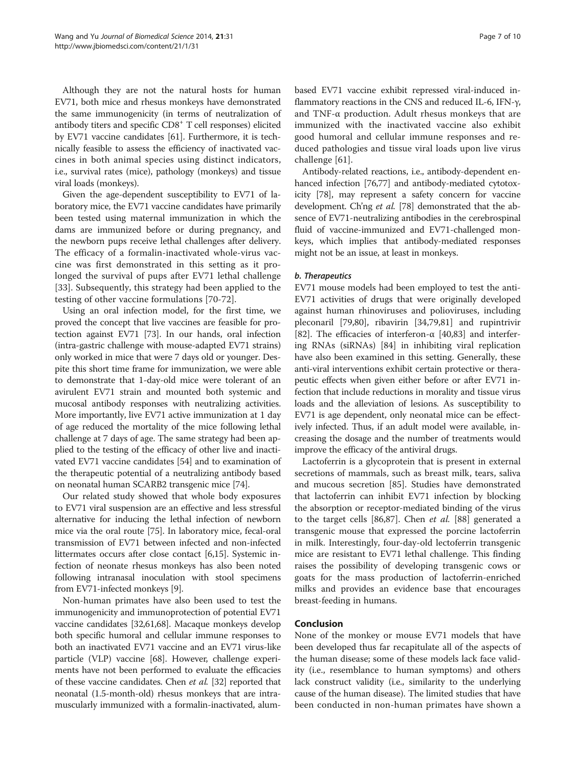Although they are not the natural hosts for human EV71, both mice and rhesus monkeys have demonstrated the same immunogenicity (in terms of neutralization of antibody titers and specific $CD8^+$ T cell responses) elicited by EV71 vaccine candidates [61]. Furthermore, it is technically feasible to assess the efficiency of inactivated vaccines in both animal species using distinct indicators, i.e., survival rates (mice), pathology (monkeys) and tissue viral loads (monkeys).

Given the age-dependent susceptibility to EV71 of laboratory mice, the EV71 vaccine candidates have primarily been tested using maternal immunization in which the dams are immunized before or during pregnancy, and the newborn pups receive lethal challenges after delivery. The efficacy of a formalin-inactivated whole-virus vaccine was first demonstrated in this setting as it prolonged the survival of pups after EV71 lethal challenge [33]. Subsequently, this strategy had been applied to the testing of other vaccine formulations [70-72].

Using an oral infection model, for the first time, we proved the concept that live vaccines are feasible for protection against EV71 [73]. In our hands, oral infection (intra-gastric challenge with mouse-adapted EV71 strains) only worked in mice that were 7 days old or younger. Despite this short time frame for immunization, we were able to demonstrate that 1-day-old mice were tolerant of an avirulent EV71 strain and mounted both systemic and mucosal antibody responses with neutralizing activities. More importantly, live EV71 active immunization at 1 day of age reduced the mortality of the mice following lethal challenge at 7 days of age. The same strategy had been applied to the testing of the efficacy of other live and inactivated EV71 vaccine candidates [54] and to examination of the therapeutic potential of a neutralizing antibody based on neonatal human SCARB2 transgenic mice [74].

Our related study showed that whole body exposures to EV71 viral suspension are an effective and less stressful alternative for inducing the lethal infection of newborn mice via the oral route [75]. In laboratory mice, fecal-oral transmission of EV71 between infected and non-infected littermates occurs after close contact [6,15]. Systemic infection of neonate rhesus monkeys has also been noted following intranasal inoculation with stool specimens from EV71-infected monkeys [9].

Non-human primates have also been used to test the immunogenicity and immunoprotection of potential EV71 vaccine candidates [32,61,68]. Macaque monkeys develop both specific humoral and cellular immune responses to both an inactivated EV71 vaccine and an EV71 virus-like particle (VLP) vaccine [68]. However, challenge experiments have not been performed to evaluate the efficacies of these vaccine candidates. Chen *et al.* [32] reported that neonatal (1.5-month-old) rhesus monkeys that are intramuscularly immunized with a formalin-inactivated, alum-based EV71 vaccine exhibit repressed viral-induced inflammatory reactions in the CNS and reduced IL-6, IFN-γ, and TNF-α production. Adult rhesus monkeys that are immunized with the inactivated vaccine also exhibit good humoral and cellular immune responses and reduced pathologies and tissue viral loads upon live virus challenge [61].

Antibody-related reactions, i.e., antibody-dependent enhanced infection [76,77] and antibody-mediated cytotoxicity [78], may represent a safety concern for vaccine development. Ch'ng *et al.* [78] demonstrated that the absence of EV71-neutralizing antibodies in the cerebrospinal fluid of vaccine-immunized and EV71-challenged monkeys, which implies that antibody-mediated responses might not be an issue, at least in monkeys.

#### *b. Therapeutics*

EV71 mouse models had been employed to test the anti-EV71 activities of drugs that were originally developed against human rhinoviruses and polioviruses, including pleconaril [79,80], ribavirin [34,79,81] and rupintrivir [82]. The efficacies of interferon-α [40,83] and interfering RNAs (siRNAs) [84] in inhibiting viral replication have also been examined in this setting. Generally, these anti-viral interventions exhibit certain protective or therapeutic effects when given either before or after EV71 infection that include reductions in morality and tissue virus loads and the alleviation of lesions. As susceptibility to EV71 is age dependent, only neonatal mice can be effectively infected. Thus, if an adult model were available, increasing the dosage and the number of treatments would improve the efficacy of the antiviral drugs.

Lactoferrin is a glycoprotein that is present in external secretions of mammals, such as breast milk, tears, saliva and mucous secretion [85]. Studies have demonstrated that lactoferrin can inhibit EV71 infection by blocking the absorption or receptor-mediated binding of the virus to the target cells [86,87]. Chen *et al.* [88] generated a transgenic mouse that expressed the porcine lactoferrin in milk. Interestingly, four-day-old lectoferrin transgenic mice are resistant to EV71 lethal challenge. This finding raises the possibility of developing transgenic cows or goats for the mass production of lactoferrin-enriched milks and provides an evidence base that encourages breast-feeding in humans.

## Conclusion

None of the monkey or mouse EV71 models that have been developed thus far recapitulate all of the aspects of the human disease; some of these models lack face validity (i.e., resemblance to human symptoms) and others lack construct validity (i.e., similarity to the underlying cause of the human disease). The limited studies that have been conducted in non-human primates have shown a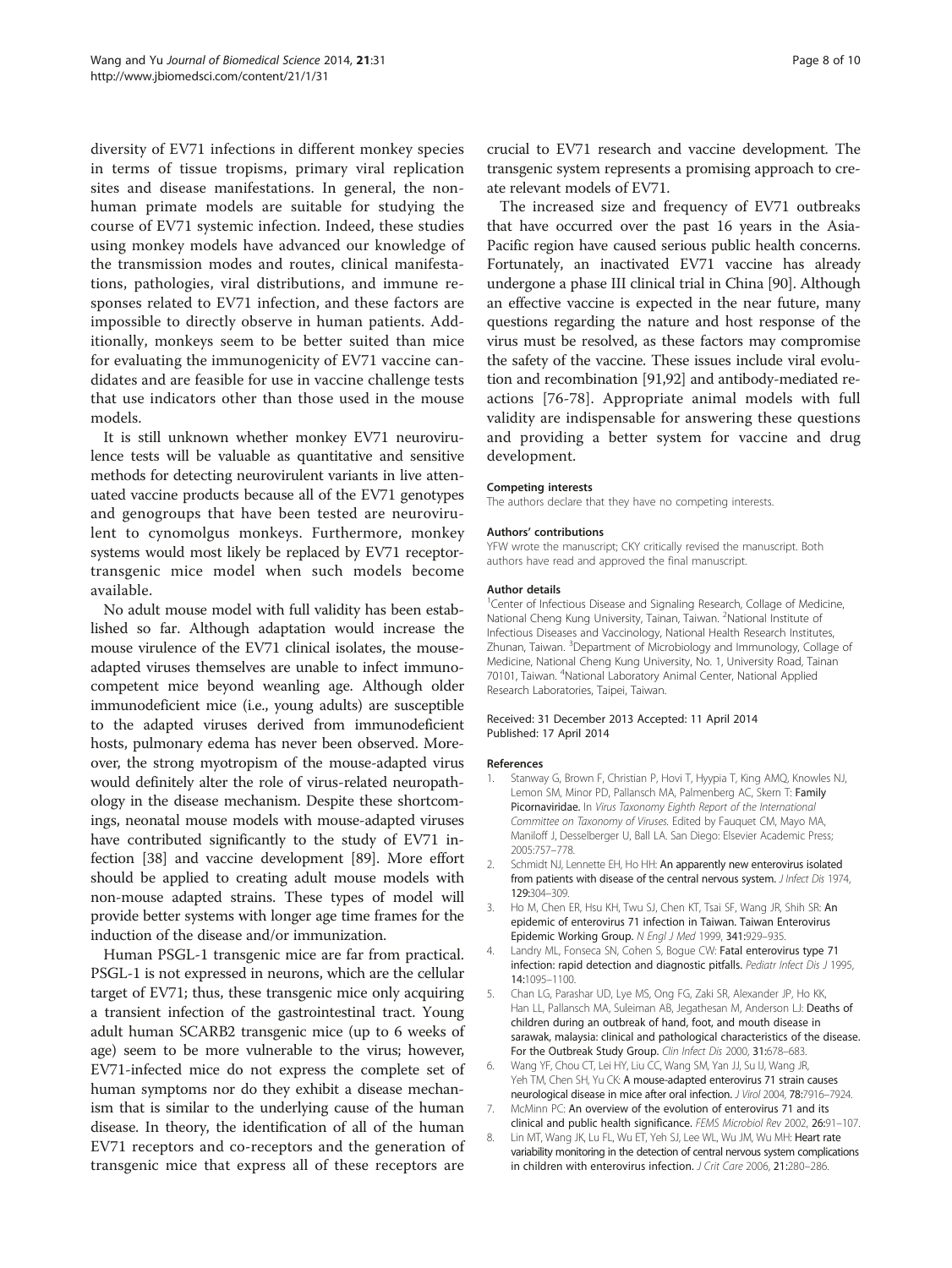diversity of EV71 infections in different monkey species in terms of tissue tropisms, primary viral replication sites and disease manifestations. In general, the non-human primate models are suitable for studying the course of EV71 systemic infection. Indeed, these studies using monkey models have advanced our knowledge of the transmission modes and routes, clinical manifestations, pathologies, viral distributions, and immune responses related to EV71 infection, and these factors are impossible to directly observe in human patients. Additionally, monkeys seem to be better suited than mice for evaluating the immunogenicity of EV71 vaccine candidates and are feasible for use in vaccine challenge tests that use indicators other than those used in the mouse models.

It is still unknown whether monkey EV71 neurovirulence tests will be valuable as quantitative and sensitive methods for detecting neurovirulent variants in live attenuated vaccine products because all of the EV71 genotypes and genogroups that have been tested are neurovirulent to cynomolgus monkeys. Furthermore, monkey systems would most likely be replaced by EV71 receptor-transgenic mice model when such models become available.

No adult mouse model with full validity has been established so far. Although adaptation would increase the mouse virulence of the EV71 clinical isolates, the mouse-adapted viruses themselves are unable to infect immunocompetent mice beyond weanling age. Although older immunodeficient mice (i.e., young adults) are susceptible to the adapted viruses derived from immunodeficient hosts, pulmonary edema has never been observed. Moreover, the strong myotropism of the mouse-adapted virus would definitely alter the role of virus-related neuropathology in the disease mechanism. Despite these shortcomings, neonatal mouse models with mouse-adapted viruses have contributed significantly to the study of EV71 infection [38] and vaccine development [89]. More effort should be applied to creating adult mouse models with non-mouse adapted strains. These types of model will provide better systems with longer age time frames for the induction of the disease and/or immunization.

Human PSGL-1 transgenic mice are far from practical. PSGL-1 is not expressed in neurons, which are the cellular target of EV71; thus, these transgenic mice only acquiring a transient infection of the gastrointestinal tract. Young adult human SCARB2 transgenic mice (up to 6 weeks of age) seem to be more vulnerable to the virus; however, EV71-infected mice do not express the complete set of human symptoms nor do they exhibit a disease mechanism that is similar to the underlying cause of the human disease. In theory, the identification of all of the human EV71 receptors and co-receptors and the generation of transgenic mice that express all of these receptors are crucial to EV71 research and vaccine development. The transgenic system represents a promising approach to create relevant models of EV71.

The increased size and frequency of EV71 outbreaks that have occurred over the past 16 years in the Asia-Pacific region have caused serious public health concerns. Fortunately, an inactivated EV71 vaccine has already undergone a phase III clinical trial in China [90]. Although an effective vaccine is expected in the near future, many questions regarding the nature and host response of the virus must be resolved, as these factors may compromise the safety of the vaccine. These issues include viral evolution and recombination [91,92] and antibody-mediated reactions [76-78]. Appropriate animal models with full validity are indispensable for answering these questions and providing a better system for vaccine and drug development.

#### Competing interests

The authors declare that they have no competing interests.

#### Authors' contributions

YFW wrote the manuscript; CKY critically revised the manuscript. Both authors have read and approved the final manuscript.

#### Author details

[1]Center of Infectious Disease and Signaling Research, Collage of Medicine, National Cheng Kung University, Tainan, Taiwan. [2]National Institute of Infectious Diseases and Vaccinology, National Health Research Institutes, Zhunan, Taiwan. [3]Department of Microbiology and Immunology, Collage of Medicine, National Cheng Kung University, No. 1, University Road, Tainan 70101, Taiwan. [4]National Laboratory Animal Center, National Applied Research Laboratories, Taipei, Taiwan.

Received: 31 December 2013 Accepted: 11 April 2014
Published: 17 April 2014

#### References

1. Stanway G, Brown F, Christian P, Hovi T, Hyypia T, King AMQ, Knowles NJ, Lemon SM, Minor PD, Pallansch MA, Palmenberg AC, Skern T: **Family Picornaviridae.** In *Virus Taxonomy Eighth Report of the International Committee on Taxonomy of Viruses.* Edited by Fauquet CM, Mayo MA, Maniloff J, Desselberger U, Ball LA. San Diego: Elsevier Academic Press; 2005:757–778.
2. Schmidt NJ, Lennette EH, Ho HH: **An apparently new enterovirus isolated from patients with disease of the central nervous system.** *J Infect Dis* 1974, 129:304–309.
3. Ho M, Chen ER, Hsu KH, Twu SJ, Chen KT, Tsai SF, Wang JR, Shih SR: **An epidemic of enterovirus 71 infection in Taiwan. Taiwan Enterovirus Epidemic Working Group.** *N Engl J Med* 1999, 341:929–935.
4. Landry ML, Fonseca SN, Cohen S, Bogue CW: **Fatal enterovirus type 71 infection: rapid detection and diagnostic pitfalls.** *Pediatr Infect Dis J* 1995, 14:1095–1100.
5. Chan LG, Parashar UD, Lye MS, Ong FG, Zaki SR, Alexander JP, Ho KK, Han LL, Pallansch MA, Suleiman AB, Jegathesan M, Anderson LJ: **Deaths of children during an outbreak of hand, foot, and mouth disease in sarawak, malaysia: clinical and pathological characteristics of the disease. For the Outbreak Study Group.** *Clin Infect Dis* 2000, 31:678–683.
6. Wang YF, Chou CT, Lei HY, Liu CC, Wang SM, Yan JJ, Su IJ, Wang JR, Yeh TM, Chen SH, Yu CK: **A mouse-adapted enterovirus 71 strain causes neurological disease in mice after oral infection.** *J Virol* 2004, 78:7916–7924.
7. McMinn PC: **An overview of the evolution of enterovirus 71 and its clinical and public health significance.** *FEMS Microbiol Rev* 2002, 26:91–107.
8. Lin MT, Wang JK, Lu FL, Wu ET, Yeh SJ, Lee WL, Wu JM, Wu MH: **Heart rate variability monitoring in the detection of central nervous system complications in children with enterovirus infection.** *J Crit Care* 2006, 21:280–286.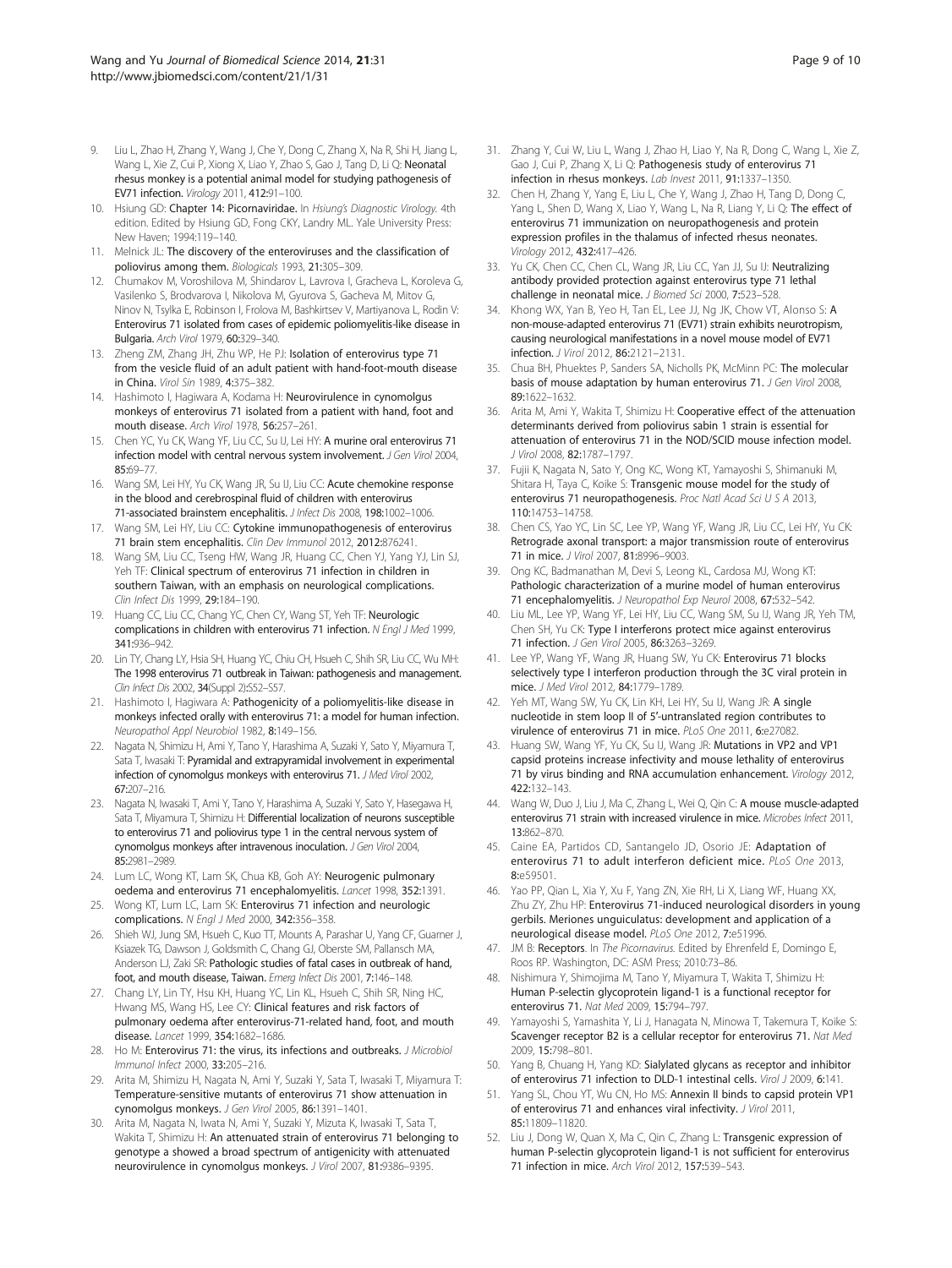9. Liu L, Zhao H, Zhang Y, Wang J, Che Y, Dong C, Zhang X, Na R, Shi H, Jiang L, Wang L, Xie Z, Cui P, Xiong X, Liao Y, Zhao S, Gao J, Tang D, Li Q: **Neonatal rhesus monkey is a potential animal model for studying pathogenesis of EV71 infection.** *Virology* 2011, **412:**91–100.
10. Hsiung GD: **Chapter 14: Picornaviridae.** In *Hsiung's Diagnostic Virology.* 4th edition. Edited by Hsiung GD, Fong CKY, Landry ML. Yale University Press: New Haven; 1994:119–140.
11. Melnick JL: **The discovery of the enteroviruses and the classification of poliovirus among them.** *Biologicals* 1993, **21:**305–309.
12. Chumakov M, Voroshilova M, Shindarov L, Lavrova I, Gracheva L, Koroleva G, Vasilenko S, Brodvarova I, Nikolova M, Gyurova S, Gacheva M, Mitov G, Ninov N, Tsylka E, Robinson I, Frolova M, Bashkirtsev V, Martiyanova L, Rodin V: **Enterovirus 71 isolated from cases of epidemic poliomyelitis-like disease in Bulgaria.** *Arch Virol* 1979, **60:**329–340.
13. Zheng ZM, Zhang JH, Zhu WP, He PJ: **Isolation of enterovirus type 71 from the vesicle fluid of an adult patient with hand-foot-mouth disease in China.** *Virol Sin* 1989, **4:**375–382.
14. Hashimoto I, Hagiwara A, Kodama H: **Neurovirulence in cynomolgus monkeys of enterovirus 71 isolated from a patient with hand, foot and mouth disease.** *Arch Virol* 1978, **56:**257–261.
15. Chen YC, Yu CK, Wang YF, Liu CC, Su IJ, Lei HY: **A murine oral enterovirus 71 infection model with central nervous system involvement.** *J Gen Virol* 2004, **85:**69–77.
16. Wang SM, Lei HY, Yu CK, Wang JR, Su IJ, Liu CC: **Acute chemokine response in the blood and cerebrospinal fluid of children with enterovirus 71-associated brainstem encephalitis.** *J Infect Dis* 2008, **198:**1002–1006.
17. Wang SM, Lei HY, Liu CC: **Cytokine immunopathogenesis of enterovirus 71 brain stem encephalitis.** *Clin Dev Immunol* 2012, **2012:**876241.
18. Wang SM, Liu CC, Tseng HW, Wang JR, Huang CC, Chen YJ, Yang YJ, Lin SJ, Yeh TF: **Clinical spectrum of enterovirus 71 infection in children in southern Taiwan, with an emphasis on neurological complications.** *Clin Infect Dis* 1999, **29:**184–190.
19. Huang CC, Liu CC, Chang YC, Chen CY, Wang ST, Yeh TF: **Neurologic complications in children with enterovirus 71 infection.** *N Engl J Med* 1999, **341:**936–942.
20. Lin TY, Chang LY, Hsia SH, Huang YC, Chiu CH, Hsueh C, Shih SR, Liu CC, Wu MH: **The 1998 enterovirus 71 outbreak in Taiwan: pathogenesis and management.** *Clin Infect Dis* 2002, **34**(Suppl 2)**:**S52–S57.
21. Hashimoto I, Hagiwara A: **Pathogenicity of a poliomyelitis-like disease in monkeys infected orally with enterovirus 71: a model for human infection.** *Neuropathol Appl Neurobiol* 1982, **8:**149–156.
22. Nagata N, Shimizu H, Ami Y, Tano Y, Harashima A, Suzaki Y, Sato Y, Miyamura T, Sata T, Iwasaki T: **Pyramidal and extrapyramidal involvement in experimental infection of cynomolgus monkeys with enterovirus 71.** *J Med Virol* 2002, **67:**207–216.
23. Nagata N, Iwasaki T, Ami Y, Tano Y, Harashima A, Suzaki Y, Sato Y, Hasegawa H, Sata T, Miyamura T, Shimizu H: **Differential localization of neurons susceptible to enterovirus 71 and poliovirus type 1 in the central nervous system of cynomolgus monkeys after intravenous inoculation.** *J Gen Virol* 2004, **85:**2981–2989.
24. Lum LC, Wong KT, Lam SK, Chua KB, Goh AY: **Neurogenic pulmonary oedema and enterovirus 71 encephalomyelitis.** *Lancet* 1998, **352:**1391.
25. Wong KT, Lum LC, Lam SK: **Enterovirus 71 infection and neurologic complications.** *N Engl J Med* 2000, **342:**356–358.
26. Shieh WJ, Jung SM, Hsueh C, Kuo TT, Mounts A, Parashar U, Yang CF, Guarner J, Ksiazek TG, Dawson J, Goldsmith C, Chang GJ, Oberste SM, Pallansch MA, Anderson LJ, Zaki SR: **Pathologic studies of fatal cases in outbreak of hand, foot, and mouth disease, Taiwan.** *Emerg Infect Dis* 2001, **7:**146–148.
27. Chang LY, Lin TY, Hsu KH, Huang YC, Lin KL, Hsueh C, Shih SR, Ning HC, Hwang MS, Wang HS, Lee CY: **Clinical features and risk factors of pulmonary oedema after enterovirus-71-related hand, foot, and mouth disease.** *Lancet* 1999, **354:**1682–1686.
28. Ho M: **Enterovirus 71: the virus, its infections and outbreaks.** *J Microbiol Immunol Infect* 2000, **33:**205–216.
29. Arita M, Shimizu H, Nagata N, Ami Y, Suzaki Y, Sata T, Iwasaki T, Miyamura T: **Temperature-sensitive mutants of enterovirus 71 show attenuation in cynomolgus monkeys.** *J Gen Virol* 2005, **86:**1391–1401.
30. Arita M, Nagata N, Iwata N, Ami Y, Suzaki Y, Mizuta K, Iwasaki T, Sata T, Wakita T, Shimizu H: **An attenuated strain of enterovirus 71 belonging to genotype a showed a broad spectrum of antigenicity with attenuated neurovirulence in cynomolgus monkeys.** *J Virol* 2007, **81:**9386–9395.
31. Zhang Y, Cui W, Liu L, Wang J, Zhao H, Liao Y, Na R, Dong C, Wang L, Xie Z, Gao J, Cui P, Zhang X, Li Q: **Pathogenesis study of enterovirus 71 infection in rhesus monkeys.** *Lab Invest* 2011, **91:**1337–1350.
32. Chen H, Zhang Y, Yang E, Liu L, Che Y, Wang J, Zhao H, Tang D, Dong C, Yang L, Shen D, Wang X, Liao Y, Wang L, Na R, Liang Y, Li Q: **The effect of enterovirus 71 immunization on neuropathogenesis and protein expression profiles in the thalamus of infected rhesus neonates.** *Virology* 2012, **432:**417–426.
33. Yu CK, Chen CC, Chen CL, Wang JR, Liu CC, Yan JJ, Su IJ: **Neutralizing antibody provided protection against enterovirus type 71 lethal challenge in neonatal mice.** *J Biomed Sci* 2000, **7:**523–528.
34. Khong WX, Yan B, Yeo H, Tan EL, Lee JJ, Ng JK, Chow VT, Alonso S: **A non-mouse-adapted enterovirus 71 (EV71) strain exhibits neurotropism, causing neurological manifestations in a novel mouse model of EV71 infection.** *J Virol* 2012, **86:**2121–2131.
35. Chua BH, Phuektes P, Sanders SA, Nicholls PK, McMinn PC: **The molecular basis of mouse adaptation by human enterovirus 71.** *J Gen Virol* 2008, **89:**1622–1632.
36. Arita M, Ami Y, Wakita T, Shimizu H: **Cooperative effect of the attenuation determinants derived from poliovirus sabin 1 strain is essential for attenuation of enterovirus 71 in the NOD/SCID mouse infection model.** *J Virol* 2008, **82:**1787–1797.
37. Fujii K, Nagata N, Sato Y, Ong KC, Wong KT, Yamayoshi S, Shimanuki M, Shitara H, Taya C, Koike S: **Transgenic mouse model for the study of enterovirus 71 neuropathogenesis.** *Proc Natl Acad Sci U S A* 2013, **110:**14753–14758.
38. Chen CS, Yao YC, Lin SC, Lee YP, Wang YF, Wang JR, Liu CC, Lei HY, Yu CK: **Retrograde axonal transport: a major transmission route of enterovirus 71 in mice.** *J Virol* 2007, **81:**8996–9003.
39. Ong KC, Badmanathan M, Devi S, Leong KL, Cardosa MJ, Wong KT: **Pathologic characterization of a murine model of human enterovirus 71 encephalomyelitis.** *J Neuropathol Exp Neurol* 2008, **67:**532–542.
40. Liu ML, Lee YP, Wang YF, Lei HY, Liu CC, Wang SM, Su IJ, Wang JR, Yeh TM, Chen SH, Yu CK: **Type I interferons protect mice against enterovirus 71 infection.** *J Gen Virol* 2005, **86:**3263–3269.
41. Lee YP, Wang YF, Wang JR, Huang SW, Yu CK: **Enterovirus 71 blocks selectively type I interferon production through the 3C viral protein in mice.** *J Med Virol* 2012, **84:**1779–1789.
42. Yeh MT, Wang SW, Yu CK, Lin KH, Lei HY, Su IJ, Wang JR: **A single nucleotide in stem loop II of 5′-untranslated region contributes to virulence of enterovirus 71 in mice.** *PLoS One* 2011, **6:**e27082.
43. Huang SW, Wang YF, Yu CK, Su IJ, Wang JR: **Mutations in VP2 and VP1 capsid proteins increase infectivity and mouse lethality of enterovirus 71 by virus binding and RNA accumulation enhancement.** *Virology* 2012, **422:**132–143.
44. Wang W, Duo J, Liu J, Ma C, Zhang L, Wei Q, Qin C: **A mouse muscle-adapted enterovirus 71 strain with increased virulence in mice.** *Microbes Infect* 2011, **13:**862–870.
45. Caine EA, Partidos CD, Santangelo JD, Osorio JE: **Adaptation of enterovirus 71 to adult interferon deficient mice.** *PLoS One* 2013, **8:**e59501.
46. Yao PP, Qian L, Xia Y, Xu F, Yang ZN, Xie RH, Li X, Liang WF, Huang XX, Zhu ZY, Zhu HP: **Enterovirus 71-induced neurological disorders in young gerbils. Meriones unguiculatus: development and application of a neurological disease model.** *PLoS One* 2012, **7:**e51996.
47. JM B: **Receptors.** In *The Picornavirus.* Edited by Ehrenfeld E, Domingo E, Roos RP. Washington, DC: ASM Press; 2010:73–86.
48. Nishimura Y, Shimojima M, Tano Y, Miyamura T, Wakita T, Shimizu H: **Human P-selectin glycoprotein ligand-1 is a functional receptor for enterovirus 71.** *Nat Med* 2009, **15:**794–797.
49. Yamayoshi S, Yamashita Y, Li J, Hanagata N, Minowa T, Takemura T, Koike S: **Scavenger receptor B2 is a cellular receptor for enterovirus 71.** *Nat Med* 2009, **15:**798–801.
50. Yang B, Chuang H, Yang KD: **Sialylated glycans as receptor and inhibitor of enterovirus 71 infection to DLD-1 intestinal cells.** *Virol J* 2009, **6:**141.
51. Yang SL, Chou YT, Wu CN, Ho MS: **Annexin II binds to capsid protein VP1 of enterovirus 71 and enhances viral infectivity.** *J Virol* 2011, **85:**11809–11820.
52. Liu J, Dong W, Quan X, Ma C, Qin C, Zhang L: **Transgenic expression of human P-selectin glycoprotein ligand-1 is not sufficient for enterovirus 71 infection in mice.** *Arch Virol* 2012, **157:**539–543.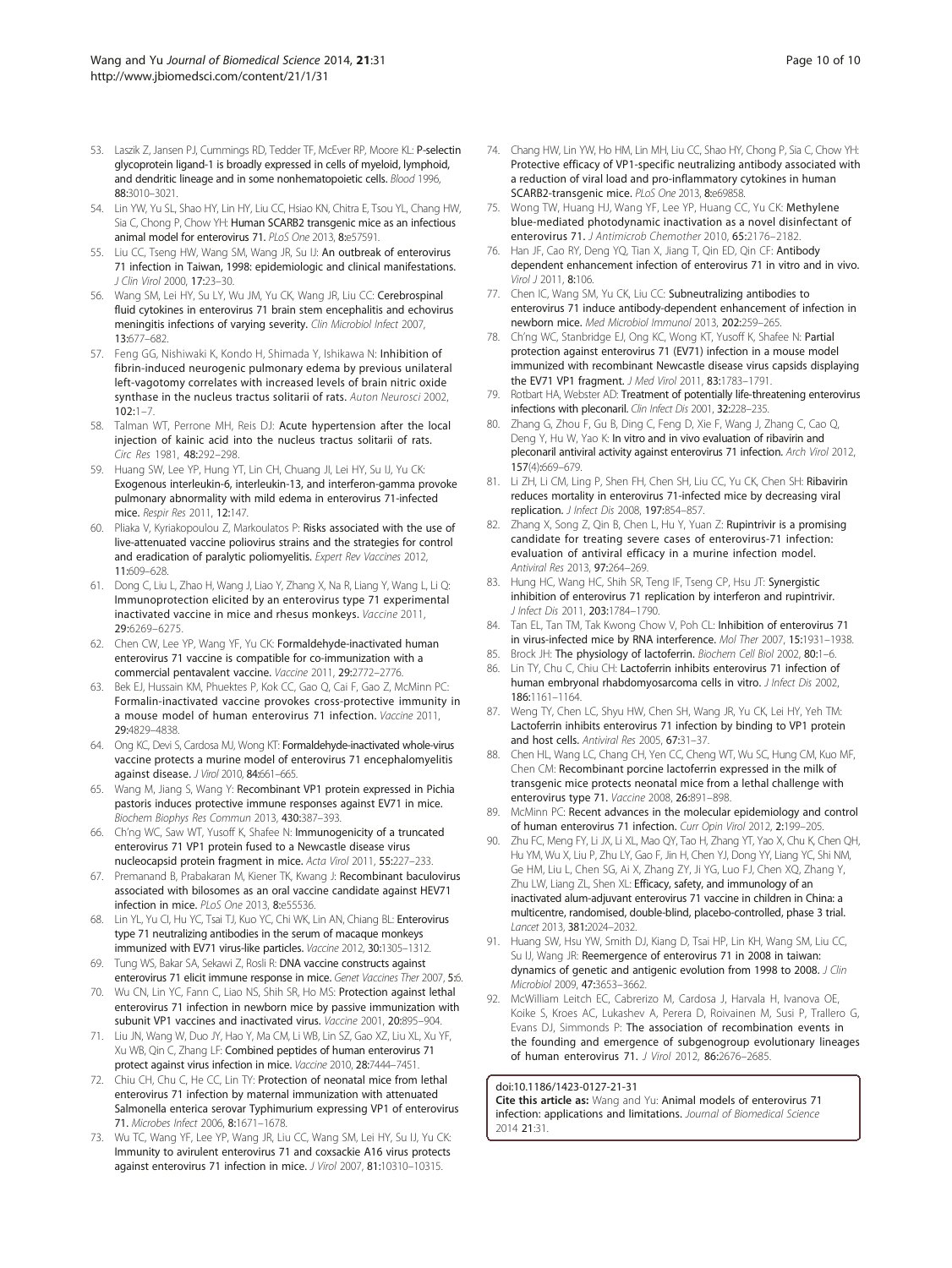53. Laszik Z, Jansen PJ, Cummings RD, Tedder TF, McEver RP, Moore KL: **P-selectin glycoprotein ligand-1 is broadly expressed in cells of myeloid, lymphoid, and dendritic lineage and in some nonhematopoietic cells.** *Blood* 1996, **88:**3010–3021.
54. Lin YW, Yu SL, Shao HY, Lin HY, Liu CC, Hsiao KN, Chitra E, Tsou YL, Chang HW, Sia C, Chong P, Chow YH: **Human SCARB2 transgenic mice as an infectious animal model for enterovirus 71.** *PLoS One* 2013, **8:**e57591.
55. Liu CC, Tseng HW, Wang SM, Wang JR, Su IJ: **An outbreak of enterovirus 71 infection in Taiwan, 1998: epidemiologic and clinical manifestations.** *J Clin Virol* 2000, **17:**23–30.
56. Wang SM, Lei HY, Su LY, Wu JM, Yu CK, Wang JR, Liu CC: **Cerebrospinal fluid cytokines in enterovirus 71 brain stem encephalitis and echovirus meningitis infections of varying severity.** *Clin Microbiol Infect* 2007, **13:**677–682.
57. Feng GG, Nishiwaki K, Kondo H, Shimada Y, Ishikawa N: **Inhibition of fibrin-induced neurogenic pulmonary edema by previous unilateral left-vagotomy correlates with increased levels of brain nitric oxide synthase in the nucleus tractus solitarii of rats.** *Auton Neurosci* 2002, **102:**1–7.
58. Talman WT, Perrone MH, Reis DJ: **Acute hypertension after the local injection of kainic acid into the nucleus tractus solitarii of rats.** *Circ Res* 1981, **48:**292–298.
59. Huang SW, Lee YP, Hung YT, Lin CH, Chuang JI, Lei HY, Su IJ, Yu CK: **Exogenous interleukin-6, interleukin-13, and interferon-gamma provoke pulmonary abnormality with mild edema in enterovirus 71-infected mice.** *Respir Res* 2011, **12:**147.
60. Pliaka V, Kyriakopoulou Z, Markoulatos P: **Risks associated with the use of live-attenuated vaccine poliovirus strains and the strategies for control and eradication of paralytic poliomyelitis.** *Expert Rev Vaccines* 2012, **11:**609–628.
61. Dong C, Liu L, Zhao H, Wang J, Liao Y, Zhang X, Na R, Liang Y, Wang L, Li Q: **Immunoprotection elicited by an enterovirus type 71 experimental inactivated vaccine in mice and rhesus monkeys.** *Vaccine* 2011, **29:**6269–6275.
62. Chen CW, Lee YP, Wang YF, Yu CK: **Formaldehyde-inactivated human enterovirus 71 vaccine is compatible for co-immunization with a commercial pentavalent vaccine.** *Vaccine* 2011, **29:**2772–2776.
63. Bek EJ, Hussain KM, Phuektes P, Kok CC, Gao Q, Cai F, Gao Z, McMinn PC: **Formalin-inactivated vaccine provokes cross-protective immunity in a mouse model of human enterovirus 71 infection.** *Vaccine* 2011, **29:**4829–4838.
64. Ong KC, Devi S, Cardosa MJ, Wong KT: **Formaldehyde-inactivated whole-virus vaccine protects a murine model of enterovirus 71 encephalomyelitis against disease.** *J Virol* 2010, **84:**661–665.
65. Wang M, Jiang S, Wang Y: **Recombinant VP1 protein expressed in Pichia pastoris induces protective immune responses against EV71 in mice.** *Biochem Biophys Res Commun* 2013, **430:**387–393.
66. Ch'ng WC, Saw WT, Yusoff K, Shafee N: **Immunogenicity of a truncated enterovirus 71 VP1 protein fused to a Newcastle disease virus nucleocapsid protein fragment in mice.** *Acta Virol* 2011, **55:**227–233.
67. Premanand B, Prabakaran M, Kiener TK, Kwang J: **Recombinant baculovirus associated with bilosomes as an oral vaccine candidate against HEV71 infection in mice.** *PLoS One* 2013, **8:**e55536.
68. Lin YL, Yu CI, Hu YC, Tsai TJ, Kuo YC, Chi WK, Lin AN, Chiang BL: **Enterovirus type 71 neutralizing antibodies in the serum of macaque monkeys immunized with EV71 virus-like particles.** *Vaccine* 2012, **30:**1305–1312.
69. Tung WS, Bakar SA, Sekawi Z, Rosli R: **DNA vaccine constructs against enterovirus 71 elicit immune response in mice.** *Genet Vaccines Ther* 2007, **5:**6.
70. Wu CN, Lin YC, Fann C, Liao NS, Shih SR, Ho MS: **Protection against lethal enterovirus 71 infection in newborn mice by passive immunization with subunit VP1 vaccines and inactivated virus.** *Vaccine* 2001, **20:**895–904.
71. Liu JN, Wang W, Duo JY, Hao Y, Ma CM, Li WB, Lin SZ, Gao XZ, Liu XL, Xu YF, Xu WB, Qin C, Zhang LF: **Combined peptides of human enterovirus 71 protect against virus infection in mice.** *Vaccine* 2010, **28:**7444–7451.
72. Chiu CH, Chu C, He CC, Lin TY: **Protection of neonatal mice from lethal enterovirus 71 infection by maternal immunization with attenuated Salmonella enterica serovar Typhimurium expressing VP1 of enterovirus 71.** *Microbes Infect* 2006, **8:**1671–1678.
73. Wu TC, Wang YF, Lee YP, Wang JR, Liu CC, Wang SM, Lei HY, Su IJ, Yu CK: **Immunity to avirulent enterovirus 71 and coxsackie A16 virus protects against enterovirus 71 infection in mice.** *J Virol* 2007, **81:**10310–10315.
74. Chang HW, Lin YW, Ho HM, Lin MH, Liu CC, Shao HY, Chong P, Sia C, Chow YH: **Protective efficacy of VP1-specific neutralizing antibody associated with a reduction of viral load and pro-inflammatory cytokines in human SCARB2-transgenic mice.** *PLoS One* 2013, **8:**e69858.
75. Wong TW, Huang HJ, Wang YF, Lee YP, Huang CC, Yu CK: **Methylene blue-mediated photodynamic inactivation as a novel disinfectant of enterovirus 71.** *J Antimicrob Chemother* 2010, **65:**2176–2182.
76. Han JF, Cao RY, Deng YQ, Tian X, Jiang T, Qin ED, Qin CF: **Antibody dependent enhancement infection of enterovirus 71 in vitro and in vivo.** *Virol J* 2011, **8:**106.
77. Chen IC, Wang SM, Yu CK, Liu CC: **Subneutralizing antibodies to enterovirus 71 induce antibody-dependent enhancement of infection in newborn mice.** *Med Microbiol Immunol* 2013, **202:**259–265.
78. Ch'ng WC, Stanbridge EJ, Ong KC, Wong KT, Yusoff K, Shafee N: **Partial protection against enterovirus 71 (EV71) infection in a mouse model immunized with recombinant Newcastle disease virus capsids displaying the EV71 VP1 fragment.** *J Med Virol* 2011, **83:**1783–1791.
79. Rotbart HA, Webster AD: **Treatment of potentially life-threatening enterovirus infections with pleconaril.** *Clin Infect Dis* 2001, **32:**228–235.
80. Zhang G, Zhou F, Gu B, Ding C, Feng D, Xie F, Wang J, Zhang C, Cao Q, Deng Y, Hu W, Yao K: **In vitro and in vivo evaluation of ribavirin and pleconaril antiviral activity against enterovirus 71 infection.** *Arch Virol* 2012, **157**(4)**:**669–679.
81. Li ZH, Li CM, Ling P, Shen FH, Chen SH, Liu CC, Yu CK, Chen SH: **Ribavirin reduces mortality in enterovirus 71-infected mice by decreasing viral replication.** *J Infect Dis* 2008, **197:**854–857.
82. Zhang X, Song Z, Qin B, Chen L, Hu Y, Yuan Z: **Rupintrivir is a promising candidate for treating severe cases of enterovirus-71 infection: evaluation of antiviral efficacy in a murine infection model.** *Antiviral Res* 2013, **97:**264–269.
83. Hung HC, Wang HC, Shih SR, Teng IF, Tseng CP, Hsu JT: **Synergistic inhibition of enterovirus 71 replication by interferon and rupintrivir.** *J Infect Dis* 2011, **203:**1784–1790.
84. Tan EL, Tan TM, Tak Kwong Chow V, Poh CL: **Inhibition of enterovirus 71 in virus-infected mice by RNA interference.** *Mol Ther* 2007, **15:**1931–1938.
85. Brock JH: **The physiology of lactoferrin.** *Biochem Cell Biol* 2002, **80:**1–6.
86. Lin TY, Chu C, Chiu CH: **Lactoferrin inhibits enterovirus 71 infection of human embryonal rhabdomyosarcoma cells in vitro.** *J Infect Dis* 2002, **186:**1161–1164.
87. Weng TY, Chen LC, Shyu HW, Chen SH, Wang JR, Yu CK, Lei HY, Yeh TM: **Lactoferrin inhibits enterovirus 71 infection by binding to VP1 protein and host cells.** *Antiviral Res* 2005, **67:**31–37.
88. Chen HL, Wang LC, Chang CH, Yen CC, Cheng WT, Wu SC, Hung CM, Kuo MF, Chen CM: **Recombinant porcine lactoferrin expressed in the milk of transgenic mice protects neonatal mice from a lethal challenge with enterovirus type 71.** *Vaccine* 2008, **26:**891–898.
89. McMinn PC: **Recent advances in the molecular epidemiology and control of human enterovirus 71 infection.** *Curr Opin Virol* 2012, **2:**199–205.
90. Zhu FC, Meng FY, Li JX, Li XL, Mao QY, Tao H, Zhang YT, Yao X, Chu K, Chen QH, Hu YM, Wu X, Liu P, Zhu LY, Gao F, Jin H, Chen YJ, Dong YY, Liang YC, Shi NM, Ge HM, Liu L, Chen SG, Ai X, Zhang ZY, Ji YG, Luo FJ, Chen XQ, Zhang Y, Zhu LW, Liang ZL, Shen XL: **Efficacy, safety, and immunology of an inactivated alum-adjuvant enterovirus 71 vaccine in children in China: a multicentre, randomised, double-blind, placebo-controlled, phase 3 trial.** *Lancet* 2013, **381:**2024–2032.
91. Huang SW, Hsu YW, Smith DJ, Kiang D, Tsai HP, Lin KH, Wang SM, Liu CC, Su IJ, Wang JR: **Reemergence of enterovirus 71 in 2008 in taiwan: dynamics of genetic and antigenic evolution from 1998 to 2008.** *J Clin Microbiol* 2009, **47:**3653–3662.
92. McWilliam Leitch EC, Cabrerizo M, Cardosa J, Harvala H, Ivanova OE, Koike S, Kroes AC, Lukashev A, Perera D, Roivainen M, Susi P, Trallero G, Evans DJ, Simmonds P: **The association of recombination events in the founding and emergence of subgenogroup evolutionary lineages of human enterovirus 71.** *J Virol* 2012, **86:**2676–2685.

doi:10.1186/1423-0127-21-31
**Cite this article as:** Wang and Yu: Animal models of enterovirus 71 infection: applications and limitations. *Journal of Biomedical Science* 2014 **21**:31.